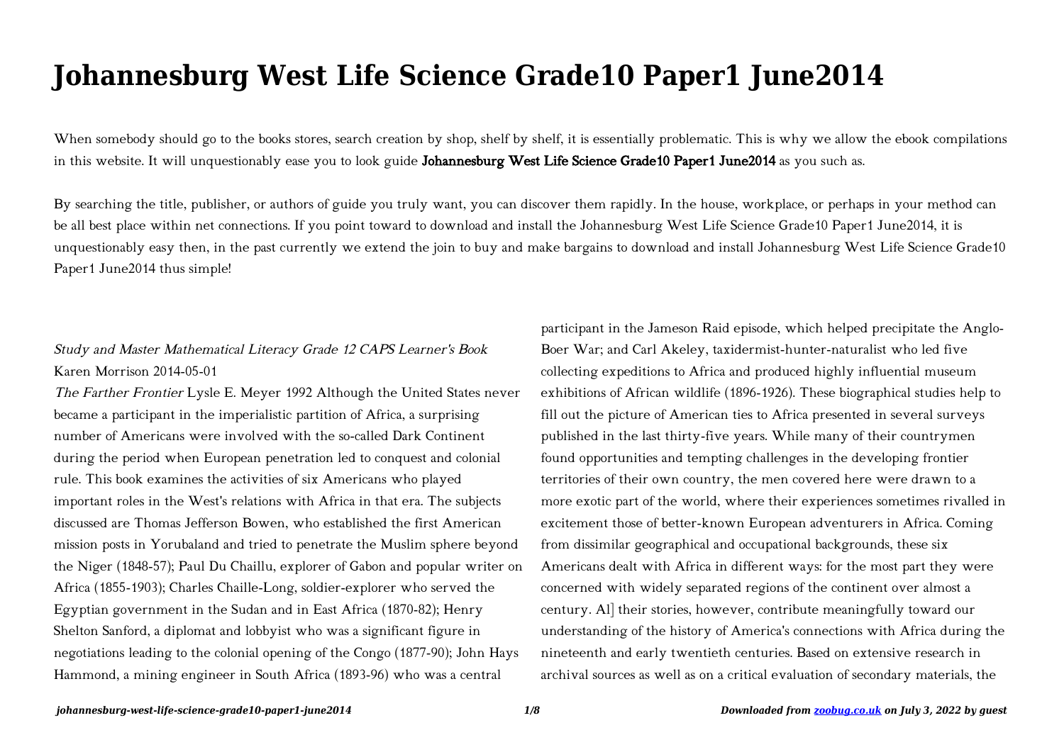# Johannesburg West Life Science Grade10 Paper1 June2014

When somebody should go to the books stores, search creation by shop, shelf by shelf, it is essentially problematic. This is why we allow the ebook compilations in this website. It will unquestionably ease you to look guide **Johannesburg West Life Science Grade10 Paper1 June2014** as you such as.

By searching the title, publisher, or authors of guide you truly want, you can discover them rapidly. In the house, workplace, or perhaps in your method can be all best place within net connections. If you point toward to download and install the Johannesburg West Life Science Grade10 Paper1 June2014, it is unquestionably easy then, in the past currently we extend the join to buy and make bargains to download and install Johannesburg West Life Science Grade10 Paper1 June2014 thus simple!

*Study and Master Mathematical Literacy Grade 12 CAPS Learner's Book* Karen Morrison 2014-05-01

*The Farther Frontier* Lysle E. Meyer 1992 Although the United States never became a participant in the imperialistic partition of Africa, a surprising number of Americans were involved with the so-called Dark Continent during the period when European penetration led to conquest and colonial rule. This book examines the activities of six Americans who played important roles in the West's relations with Africa in that era. The subjects discussed are Thomas Jefferson Bowen, who established the first American mission posts in Yorubaland and tried to penetrate the Muslim sphere beyond the Niger (1848-57); Paul Du Chaillu, explorer of Gabon and popular writer on Africa (1855-1903); Charles Chaille-Long, soldier-explorer who served the Egyptian government in the Sudan and in East Africa (1870-82); Henry Shelton Sanford, a diplomat and lobbyist who was a significant figure in negotiations leading to the colonial opening of the Congo (1877-90); John Hays Hammond, a mining engineer in South Africa (1893-96) who was a central participant in the Jameson Raid episode, which helped precipitate the Anglo-Boer War; and Carl Akeley, taxidermist-hunter-naturalist who led five collecting expeditions to Africa and produced highly influential museum exhibitions of African wildlife (1896-1926). These biographical studies help to fill out the picture of American ties to Africa presented in several surveys published in the last thirty-five years. While many of their countrymen found opportunities and tempting challenges in the developing frontier territories of their own country, the men covered here were drawn to a more exotic part of the world, where their experiences sometimes rivalled in excitement those of better-known European adventurers in Africa. Coming from dissimilar geographical and occupational backgrounds, these six Americans dealt with Africa in different ways: for the most part they were concerned with widely separated regions of the continent over almost a century. Al] their stories, however, contribute meaningfully toward our understanding of the history of America's connections with Africa during the nineteenth and early twentieth centuries. Based on extensive research in archival sources as well as on a critical evaluation of secondary materials, the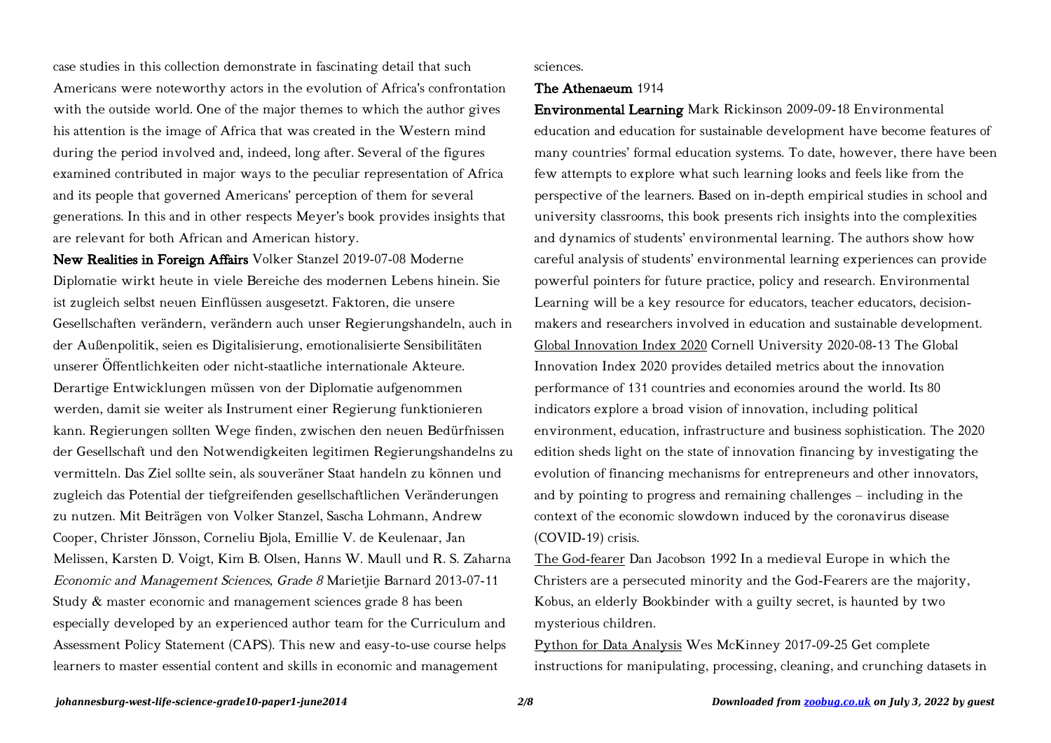case studies in this collection demonstrate in fascinating detail that such Americans were noteworthy actors in the evolution of Africa's confrontation with the outside world. One of the major themes to which the author gives his attention is the image of Africa that was created in the Western mind during the period involved and, indeed, long after. Several of the figures examined contributed in major ways to the peculiar representation of Africa and its people that governed Americans' perception of them for several generations. In this and in other respects Meyer's book provides insights that are relevant for both African and American history.

**New Realities in Foreign Affairs** Volker Stanzel 2019-07-08 Moderne Diplomatie wirkt heute in viele Bereiche des modernen Lebens hinein. Sie ist zugleich selbst neuen Einflüssen ausgesetzt. Faktoren, die unsere Gesellschaften verändern, verändern auch unser Regierungshandeln, auch in der Außenpolitik, seien es Digitalisierung, emotionalisierte Sensibilitäten unserer Öffentlichkeiten oder nicht-staatliche internationale Akteure. Derartige Entwicklungen müssen von der Diplomatie aufgenommen werden, damit sie weiter als Instrument einer Regierung funktionieren kann. Regierungen sollten Wege finden, zwischen den neuen Bedürfnissen der Gesellschaft und den Notwendigkeiten legitimen Regierungshandelns zu vermitteln. Das Ziel sollte sein, als souveräner Staat handeln zu können und zugleich das Potential der tiefgreifenden gesellschaftlichen Veränderungen zu nutzen. Mit Beiträgen von Volker Stanzel, Sascha Lohmann, Andrew Cooper, Christer Jönsson, Corneliu Bjola, Emillie V. de Keulenaar, Jan Melissen, Karsten D. Voigt, Kim B. Olsen, Hanns W. Maull und R. S. Zaharna

*Economic and Management Sciences, Grade 8* Marietjie Barnard 2013-07-11 Study & master economic and management sciences grade 8 has been especially developed by an experienced author team for the Curriculum and Assessment Policy Statement (CAPS). This new and easy-to-use course helps learners to master essential content and skills in economic and management sciences.

**The Athenaeum** 1914

**Environmental Learning** Mark Rickinson 2009-09-18 Environmental education and education for sustainable development have become features of many countries' formal education systems. To date, however, there have been few attempts to explore what such learning looks and feels like from the perspective of the learners. Based on in-depth empirical studies in school and university classrooms, this book presents rich insights into the complexities and dynamics of students' environmental learning. The authors show how careful analysis of students' environmental learning experiences can provide powerful pointers for future practice, policy and research. Environmental Learning will be a key resource for educators, teacher educators, decision-makers and researchers involved in education and sustainable development.

Global Innovation Index 2020 Cornell University 2020-08-13 The Global Innovation Index 2020 provides detailed metrics about the innovation performance of 131 countries and economies around the world. Its 80 indicators explore a broad vision of innovation, including political environment, education, infrastructure and business sophistication. The 2020 edition sheds light on the state of innovation financing by investigating the evolution of financing mechanisms for entrepreneurs and other innovators, and by pointing to progress and remaining challenges – including in the context of the economic slowdown induced by the coronavirus disease (COVID-19) crisis.

The God-fearer Dan Jacobson 1992 In a medieval Europe in which the Christers are a persecuted minority and the God-Fearers are the majority, Kobus, an elderly Bookbinder with a guilty secret, is haunted by two mysterious children.

Python for Data Analysis Wes McKinney 2017-09-25 Get complete instructions for manipulating, processing, cleaning, and crunching datasets in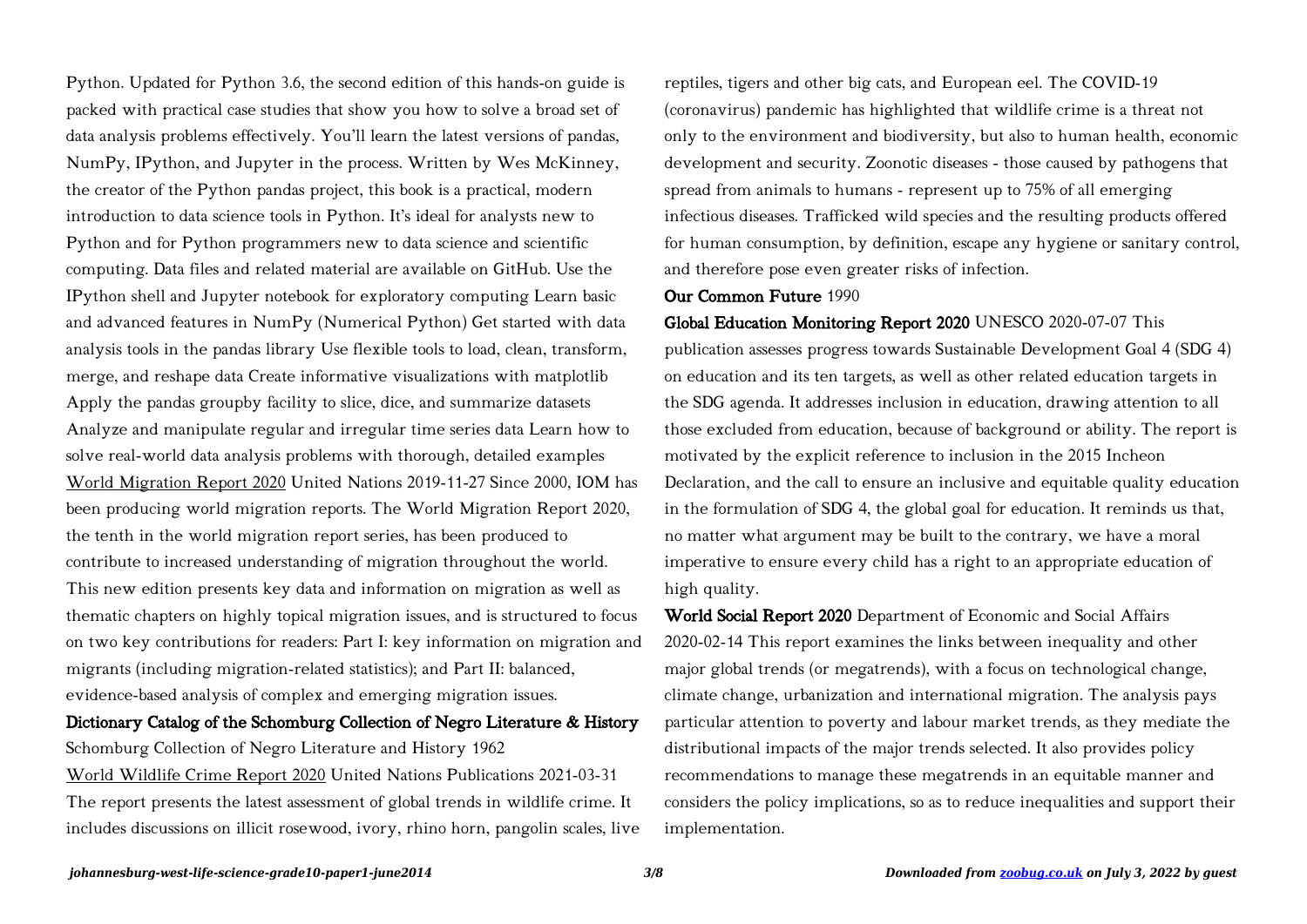Python. Updated for Python 3.6, the second edition of this hands-on guide is packed with practical case studies that show you how to solve a broad set of data analysis problems effectively. You'll learn the latest versions of pandas, NumPy, IPython, and Jupyter in the process. Written by Wes McKinney, the creator of the Python pandas project, this book is a practical, modern introduction to data science tools in Python. It's ideal for analysts new to Python and for Python programmers new to data science and scientific computing. Data files and related material are available on GitHub. Use the IPython shell and Jupyter notebook for exploratory computing Learn basic and advanced features in NumPy (Numerical Python) Get started with data analysis tools in the pandas library Use flexible tools to load, clean, transform, merge, and reshape data Create informative visualizations with matplotlib Apply the pandas groupby facility to slice, dice, and summarize datasets Analyze and manipulate regular and irregular time series data Learn how to solve real-world data analysis problems with thorough, detailed examples

World Migration Report 2020 United Nations 2019-11-27 Since 2000, IOM has been producing world migration reports. The World Migration Report 2020, the tenth in the world migration report series, has been produced to contribute to increased understanding of migration throughout the world. This new edition presents key data and information on migration as well as thematic chapters on highly topical migration issues, and is structured to focus on two key contributions for readers: Part I: key information on migration and migrants (including migration-related statistics); and Part II: balanced, evidence-based analysis of complex and emerging migration issues.

**Dictionary Catalog of the Schomburg Collection of Negro Literature & History** Schomburg Collection of Negro Literature and History 1962

World Wildlife Crime Report 2020 United Nations Publications 2021-03-31 The report presents the latest assessment of global trends in wildlife crime. It includes discussions on illicit rosewood, ivory, rhino horn, pangolin scales, live reptiles, tigers and other big cats, and European eel. The COVID-19 (coronavirus) pandemic has highlighted that wildlife crime is a threat not only to the environment and biodiversity, but also to human health, economic development and security. Zoonotic diseases - those caused by pathogens that spread from animals to humans - represent up to 75% of all emerging infectious diseases. Trafficked wild species and the resulting products offered for human consumption, by definition, escape any hygiene or sanitary control, and therefore pose even greater risks of infection.

**Our Common Future** 1990

**Global Education Monitoring Report 2020** UNESCO 2020-07-07 This publication assesses progress towards Sustainable Development Goal 4 (SDG 4) on education and its ten targets, as well as other related education targets in the SDG agenda. It addresses inclusion in education, drawing attention to all those excluded from education, because of background or ability. The report is motivated by the explicit reference to inclusion in the 2015 Incheon Declaration, and the call to ensure an inclusive and equitable quality education in the formulation of SDG 4, the global goal for education. It reminds us that, no matter what argument may be built to the contrary, we have a moral imperative to ensure every child has a right to an appropriate education of high quality.

**World Social Report 2020** Department of Economic and Social Affairs 2020-02-14 This report examines the links between inequality and other major global trends (or megatrends), with a focus on technological change, climate change, urbanization and international migration. The analysis pays particular attention to poverty and labour market trends, as they mediate the distributional impacts of the major trends selected. It also provides policy recommendations to manage these megatrends in an equitable manner and considers the policy implications, so as to reduce inequalities and support their implementation.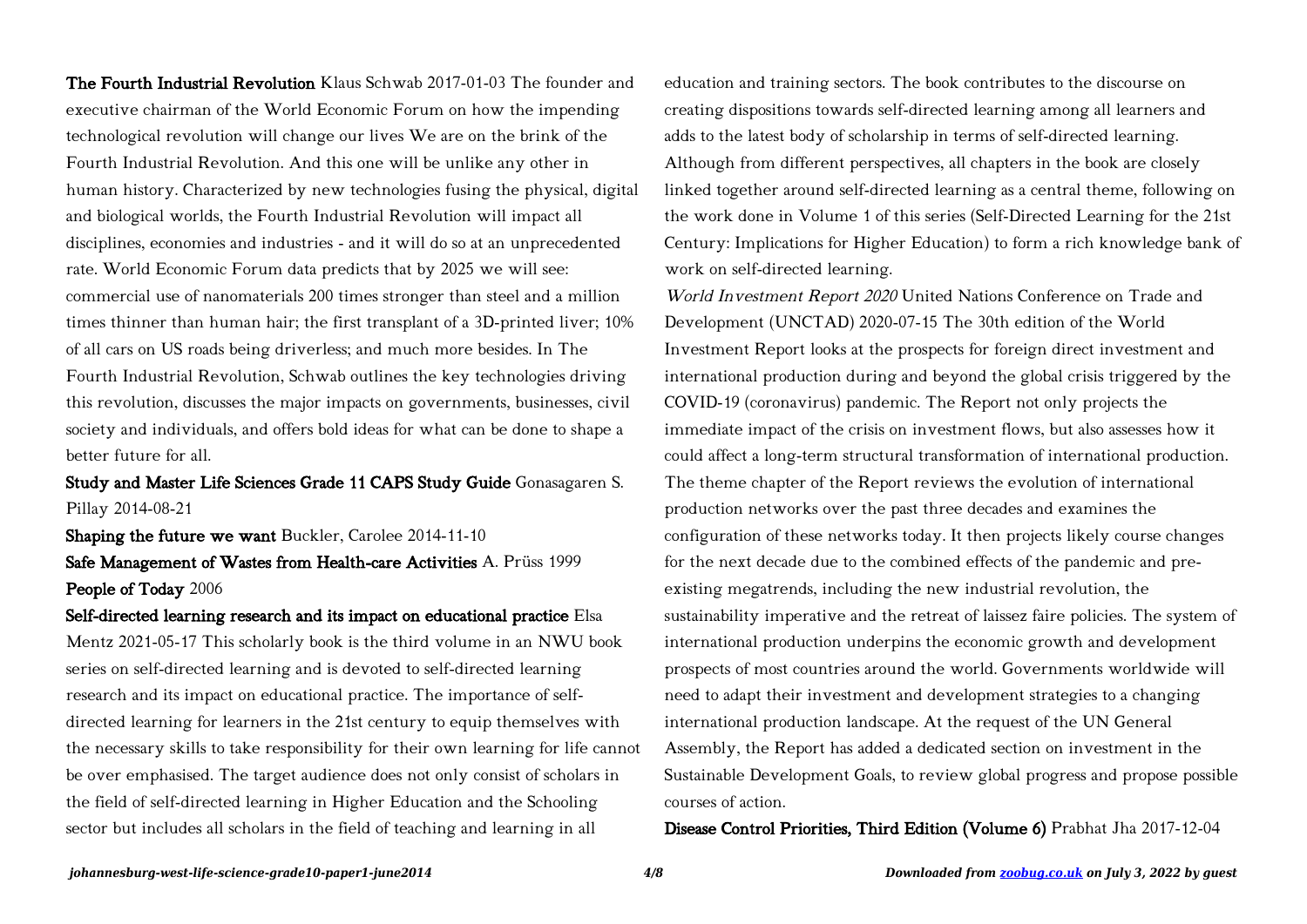**The Fourth Industrial Revolution** Klaus Schwab 2017-01-03 The founder and executive chairman of the World Economic Forum on how the impending technological revolution will change our lives We are on the brink of the Fourth Industrial Revolution. And this one will be unlike any other in human history. Characterized by new technologies fusing the physical, digital and biological worlds, the Fourth Industrial Revolution will impact all disciplines, economies and industries - and it will do so at an unprecedented rate. World Economic Forum data predicts that by 2025 we will see: commercial use of nanomaterials 200 times stronger than steel and a million times thinner than human hair; the first transplant of a 3D-printed liver; 10% of all cars on US roads being driverless; and much more besides. In The Fourth Industrial Revolution, Schwab outlines the key technologies driving this revolution, discusses the major impacts on governments, businesses, civil society and individuals, and offers bold ideas for what can be done to shape a better future for all.

**Study and Master Life Sciences Grade 11 CAPS Study Guide** Gonasagaren S. Pillay 2014-08-21

**Shaping the future we want** Buckler, Carolee 2014-11-10

**Safe Management of Wastes from Health-care Activities** A. Prüss 1999

**People of Today** 2006

**Self-directed learning research and its impact on educational practice** Elsa Mentz 2021-05-17 This scholarly book is the third volume in an NWU book series on self-directed learning and is devoted to self-directed learning research and its impact on educational practice. The importance of self-directed learning for learners in the 21st century to equip themselves with the necessary skills to take responsibility for their own learning for life cannot be over emphasised. The target audience does not only consist of scholars in the field of self-directed learning in Higher Education and the Schooling sector but includes all scholars in the field of teaching and learning in all education and training sectors. The book contributes to the discourse on creating dispositions towards self-directed learning among all learners and adds to the latest body of scholarship in terms of self-directed learning. Although from different perspectives, all chapters in the book are closely linked together around self-directed learning as a central theme, following on the work done in Volume 1 of this series (Self-Directed Learning for the 21st Century: Implications for Higher Education) to form a rich knowledge bank of work on self-directed learning.

*World Investment Report 2020* United Nations Conference on Trade and Development (UNCTAD) 2020-07-15 The 30th edition of the World Investment Report looks at the prospects for foreign direct investment and international production during and beyond the global crisis triggered by the COVID-19 (coronavirus) pandemic. The Report not only projects the immediate impact of the crisis on investment flows, but also assesses how it could affect a long-term structural transformation of international production. The theme chapter of the Report reviews the evolution of international production networks over the past three decades and examines the configuration of these networks today. It then projects likely course changes for the next decade due to the combined effects of the pandemic and pre-existing megatrends, including the new industrial revolution, the sustainability imperative and the retreat of laissez faire policies. The system of international production underpins the economic growth and development prospects of most countries around the world. Governments worldwide will need to adapt their investment and development strategies to a changing international production landscape. At the request of the UN General Assembly, the Report has added a dedicated section on investment in the Sustainable Development Goals, to review global progress and propose possible courses of action.

**Disease Control Priorities, Third Edition (Volume 6)** Prabhat Jha 2017-12-04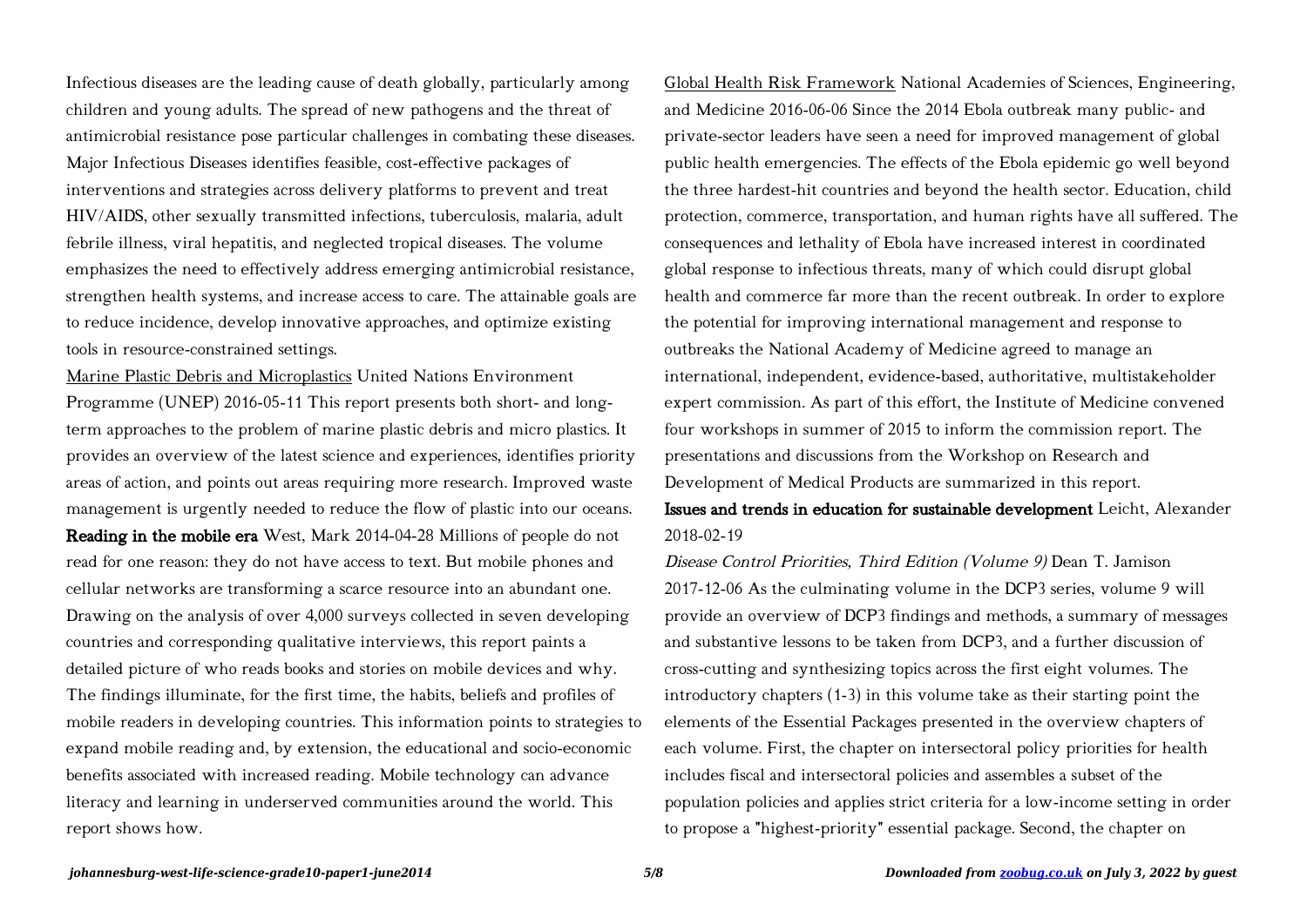Infectious diseases are the leading cause of death globally, particularly among children and young adults. The spread of new pathogens and the threat of antimicrobial resistance pose particular challenges in combating these diseases. Major Infectious Diseases identifies feasible, cost-effective packages of interventions and strategies across delivery platforms to prevent and treat HIV/AIDS, other sexually transmitted infections, tuberculosis, malaria, adult febrile illness, viral hepatitis, and neglected tropical diseases. The volume emphasizes the need to effectively address emerging antimicrobial resistance, strengthen health systems, and increase access to care. The attainable goals are to reduce incidence, develop innovative approaches, and optimize existing tools in resource-constrained settings.

Marine Plastic Debris and Microplastics United Nations Environment Programme (UNEP) 2016-05-11 This report presents both short- and long-term approaches to the problem of marine plastic debris and micro plastics. It provides an overview of the latest science and experiences, identifies priority areas of action, and points out areas requiring more research. Improved waste management is urgently needed to reduce the flow of plastic into our oceans.

**Reading in the mobile era** West, Mark 2014-04-28 Millions of people do not read for one reason: they do not have access to text. But mobile phones and cellular networks are transforming a scarce resource into an abundant one. Drawing on the analysis of over 4,000 surveys collected in seven developing countries and corresponding qualitative interviews, this report paints a detailed picture of who reads books and stories on mobile devices and why. The findings illuminate, for the first time, the habits, beliefs and profiles of mobile readers in developing countries. This information points to strategies to expand mobile reading and, by extension, the educational and socio-economic benefits associated with increased reading. Mobile technology can advance literacy and learning in underserved communities around the world. This report shows how.

Global Health Risk Framework National Academies of Sciences, Engineering, and Medicine 2016-06-06 Since the 2014 Ebola outbreak many public- and private-sector leaders have seen a need for improved management of global public health emergencies. The effects of the Ebola epidemic go well beyond the three hardest-hit countries and beyond the health sector. Education, child protection, commerce, transportation, and human rights have all suffered. The consequences and lethality of Ebola have increased interest in coordinated global response to infectious threats, many of which could disrupt global health and commerce far more than the recent outbreak. In order to explore the potential for improving international management and response to outbreaks the National Academy of Medicine agreed to manage an international, independent, evidence-based, authoritative, multistakeholder expert commission. As part of this effort, the Institute of Medicine convened four workshops in summer of 2015 to inform the commission report. The presentations and discussions from the Workshop on Research and Development of Medical Products are summarized in this report.

**Issues and trends in education for sustainable development** Leicht, Alexander 2018-02-19

*Disease Control Priorities, Third Edition (Volume 9)* Dean T. Jamison 2017-12-06 As the culminating volume in the DCP3 series, volume 9 will provide an overview of DCP3 findings and methods, a summary of messages and substantive lessons to be taken from DCP3, and a further discussion of cross-cutting and synthesizing topics across the first eight volumes. The introductory chapters (1-3) in this volume take as their starting point the elements of the Essential Packages presented in the overview chapters of each volume. First, the chapter on intersectoral policy priorities for health includes fiscal and intersectoral policies and assembles a subset of the population policies and applies strict criteria for a low-income setting in order to propose a "highest-priority" essential package. Second, the chapter on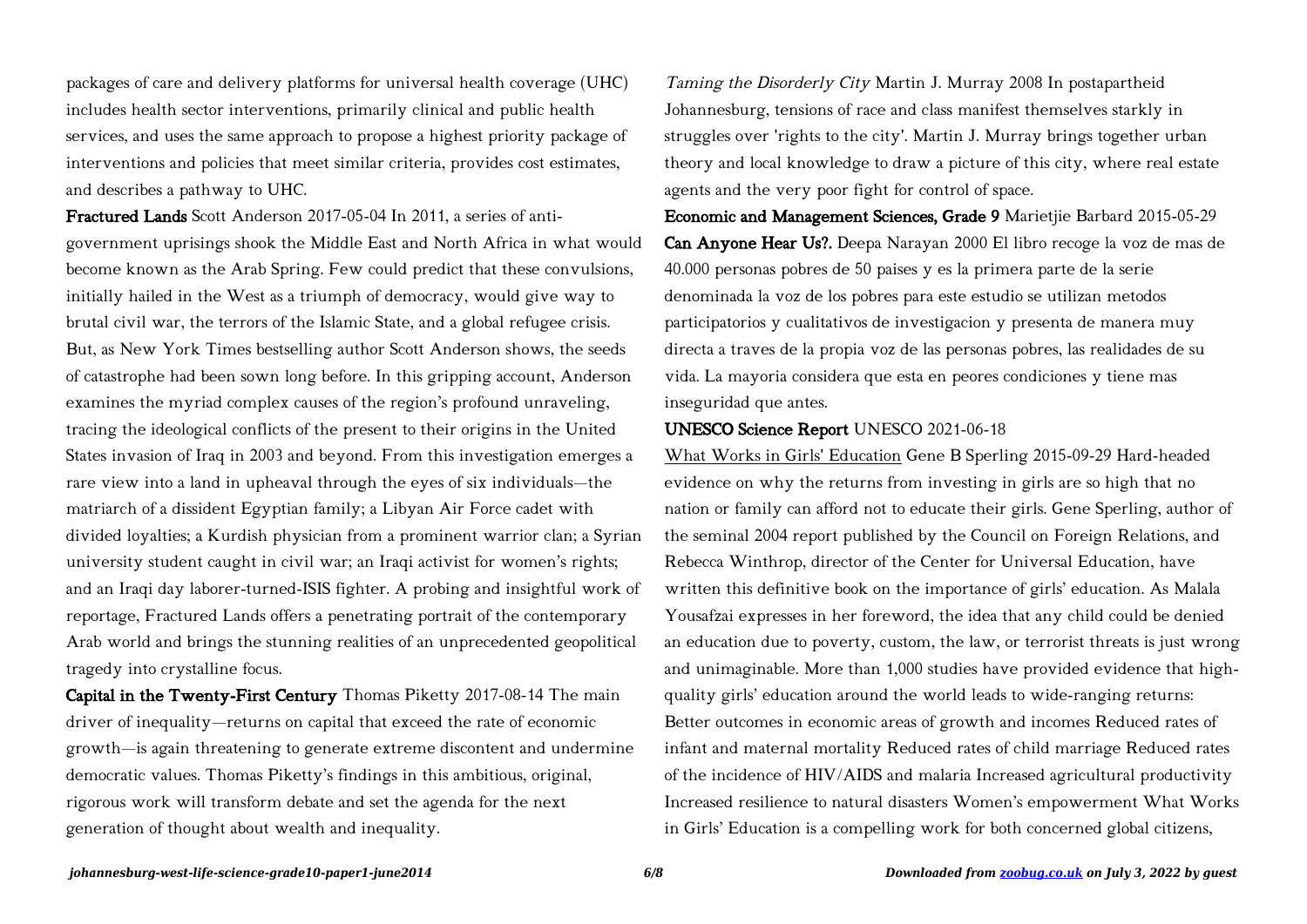packages of care and delivery platforms for universal health coverage (UHC) includes health sector interventions, primarily clinical and public health services, and uses the same approach to propose a highest priority package of interventions and policies that meet similar criteria, provides cost estimates, and describes a pathway to UHC.

**Fractured Lands** Scott Anderson 2017-05-04 In 2011, a series of anti-government uprisings shook the Middle East and North Africa in what would become known as the Arab Spring. Few could predict that these convulsions, initially hailed in the West as a triumph of democracy, would give way to brutal civil war, the terrors of the Islamic State, and a global refugee crisis. But, as New York Times bestselling author Scott Anderson shows, the seeds of catastrophe had been sown long before. In this gripping account, Anderson examines the myriad complex causes of the region's profound unraveling, tracing the ideological conflicts of the present to their origins in the United States invasion of Iraq in 2003 and beyond. From this investigation emerges a rare view into a land in upheaval through the eyes of six individuals—the matriarch of a dissident Egyptian family; a Libyan Air Force cadet with divided loyalties; a Kurdish physician from a prominent warrior clan; a Syrian university student caught in civil war; an Iraqi activist for women's rights; and an Iraqi day laborer-turned-ISIS fighter. A probing and insightful work of reportage, Fractured Lands offers a penetrating portrait of the contemporary Arab world and brings the stunning realities of an unprecedented geopolitical tragedy into crystalline focus.

**Capital in the Twenty-First Century** Thomas Piketty 2017-08-14 The main driver of inequality—returns on capital that exceed the rate of economic growth—is again threatening to generate extreme discontent and undermine democratic values. Thomas Piketty's findings in this ambitious, original, rigorous work will transform debate and set the agenda for the next generation of thought about wealth and inequality.

*Taming the Disorderly City* Martin J. Murray 2008 In postapartheid Johannesburg, tensions of race and class manifest themselves starkly in struggles over 'rights to the city'. Martin J. Murray brings together urban theory and local knowledge to draw a picture of this city, where real estate agents and the very poor fight for control of space.

**Economic and Management Sciences, Grade 9** Marietjie Barbard 2015-05-29

**Can Anyone Hear Us?.** Deepa Narayan 2000 El libro recoge la voz de mas de 40.000 personas pobres de 50 paises y es la primera parte de la serie denominada la voz de los pobres para este estudio se utilizan metodos participatorios y cualitativos de investigacion y presenta de manera muy directa a traves de la propia voz de las personas pobres, las realidades de su vida. La mayoria considera que esta en peores condiciones y tiene mas inseguridad que antes.

**UNESCO Science Report** UNESCO 2021-06-18

What Works in Girls' Education Gene B Sperling 2015-09-29 Hard-headed evidence on why the returns from investing in girls are so high that no nation or family can afford not to educate their girls. Gene Sperling, author of the seminal 2004 report published by the Council on Foreign Relations, and Rebecca Winthrop, director of the Center for Universal Education, have written this definitive book on the importance of girls' education. As Malala Yousafzai expresses in her foreword, the idea that any child could be denied an education due to poverty, custom, the law, or terrorist threats is just wrong and unimaginable. More than 1,000 studies have provided evidence that high-quality girls' education around the world leads to wide-ranging returns: Better outcomes in economic areas of growth and incomes Reduced rates of infant and maternal mortality Reduced rates of child marriage Reduced rates of the incidence of HIV/AIDS and malaria Increased agricultural productivity Increased resilience to natural disasters Women's empowerment What Works in Girls' Education is a compelling work for both concerned global citizens,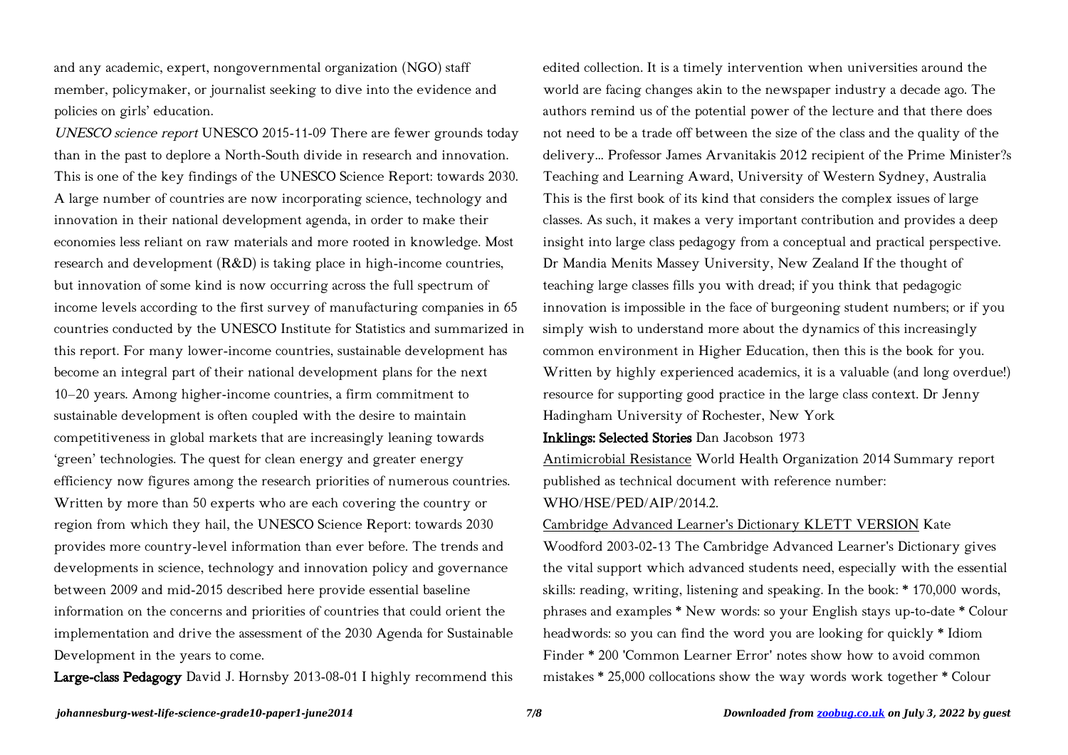and any academic, expert, nongovernmental organization (NGO) staff member, policymaker, or journalist seeking to dive into the evidence and policies on girls' education.

*UNESCO science report* UNESCO 2015-11-09 There are fewer grounds today than in the past to deplore a North-South divide in research and innovation. This is one of the key findings of the UNESCO Science Report: towards 2030. A large number of countries are now incorporating science, technology and innovation in their national development agenda, in order to make their economies less reliant on raw materials and more rooted in knowledge. Most research and development (R&D) is taking place in high-income countries, but innovation of some kind is now occurring across the full spectrum of income levels according to the first survey of manufacturing companies in 65 countries conducted by the UNESCO Institute for Statistics and summarized in this report. For many lower-income countries, sustainable development has become an integral part of their national development plans for the next 10–20 years. Among higher-income countries, a firm commitment to sustainable development is often coupled with the desire to maintain competitiveness in global markets that are increasingly leaning towards 'green' technologies. The quest for clean energy and greater energy efficiency now figures among the research priorities of numerous countries. Written by more than 50 experts who are each covering the country or region from which they hail, the UNESCO Science Report: towards 2030 provides more country-level information than ever before. The trends and developments in science, technology and innovation policy and governance between 2009 and mid-2015 described here provide essential baseline information on the concerns and priorities of countries that could orient the implementation and drive the assessment of the 2030 Agenda for Sustainable Development in the years to come.

**Large-class Pedagogy** David J. Hornsby 2013-08-01 I highly recommend this edited collection. It is a timely intervention when universities around the world are facing changes akin to the newspaper industry a decade ago. The authors remind us of the potential power of the lecture and that there does not need to be a trade off between the size of the class and the quality of the delivery... Professor James Arvanitakis 2012 recipient of the Prime Minister?s Teaching and Learning Award, University of Western Sydney, Australia This is the first book of its kind that considers the complex issues of large classes. As such, it makes a very important contribution and provides a deep insight into large class pedagogy from a conceptual and practical perspective. Dr Mandia Menits Massey University, New Zealand If the thought of teaching large classes fills you with dread; if you think that pedagogic innovation is impossible in the face of burgeoning student numbers; or if you simply wish to understand more about the dynamics of this increasingly common environment in Higher Education, then this is the book for you. Written by highly experienced academics, it is a valuable (and long overdue!) resource for supporting good practice in the large class context. Dr Jenny Hadingham University of Rochester, New York

**Inklings: Selected Stories** Dan Jacobson 1973

Antimicrobial Resistance World Health Organization 2014 Summary report published as technical document with reference number: WHO/HSE/PED/AIP/2014.2.

Cambridge Advanced Learner's Dictionary KLETT VERSION Kate Woodford 2003-02-13 The Cambridge Advanced Learner's Dictionary gives the vital support which advanced students need, especially with the essential skills: reading, writing, listening and speaking. In the book: * 170,000 words, phrases and examples * New words: so your English stays up-to-date * Colour headwords: so you can find the word you are looking for quickly * Idiom Finder * 200 'Common Learner Error' notes show how to avoid common mistakes * 25,000 collocations show the way words work together * Colour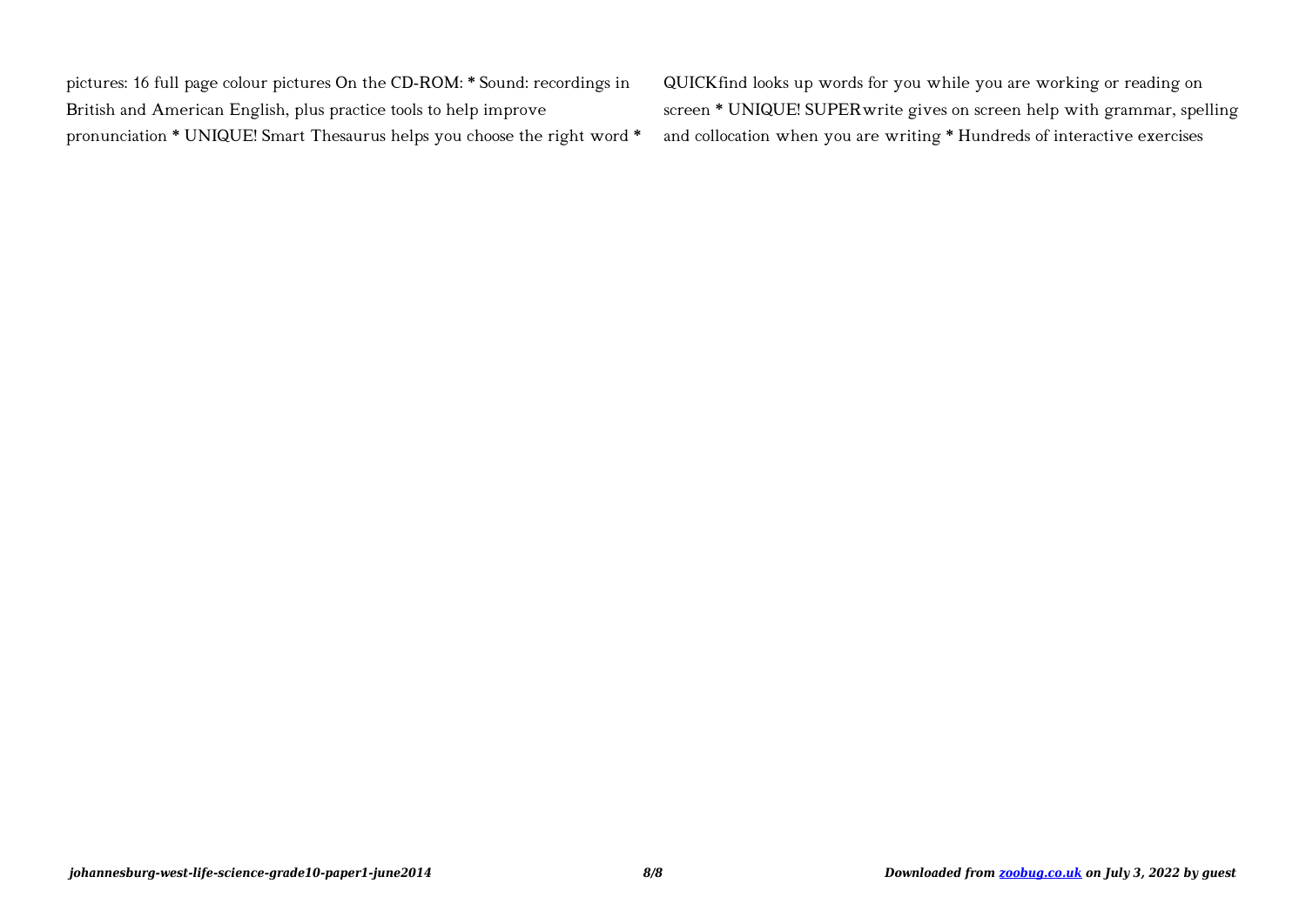pictures: 16 full page colour pictures On the CD-ROM: * Sound: recordings in British and American English, plus practice tools to help improve pronunciation * UNIQUE! Smart Thesaurus helps you choose the right word * QUICKfind looks up words for you while you are working or reading on screen * UNIQUE! SUPERwrite gives on screen help with grammar, spelling and collocation when you are writing * Hundreds of interactive exercises